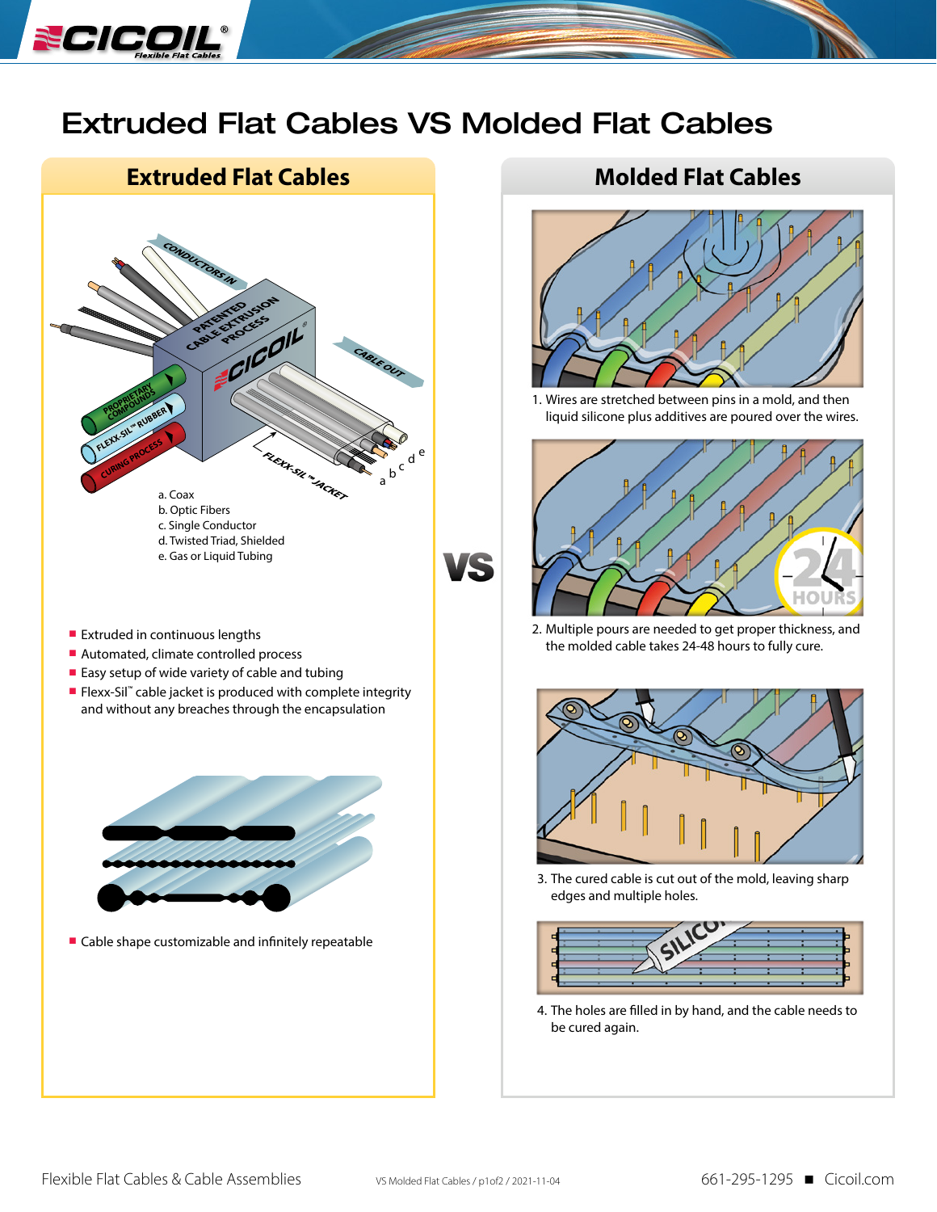# Extruded Flat Cables VS Molded Flat Cables

## Extruded Flat Cables

a. Coax
b. Optic Fibers
c. Single Conductor
d. Twisted Triad, Shielded
e. Gas or Liquid Tubing

- Extruded in continuous lengths
- Automated, climate controlled process
- Easy setup of wide variety of cable and tubing
- Flexx-Sil™ cable jacket is produced with complete integrity and without any breaches through the encapsulation

- Cable shape customizable and infinitely repeatable

VS

## Molded Flat Cables

1. Wires are stretched between pins in a mold, and then liquid silicone plus additives are poured over the wires.

2. Multiple pours are needed to get proper thickness, and the molded cable takes 24-48 hours to fully cure.

3. The cured cable is cut out of the mold, leaving sharp edges and multiple holes.

4. The holes are filled in by hand, and the cable needs to be cured again.

Flexible Flat Cables & Cable Assemblies — VS Molded Flat Cables / p1of2 / 2021-11-04 — 661-295-1295 ■ Cicoil.com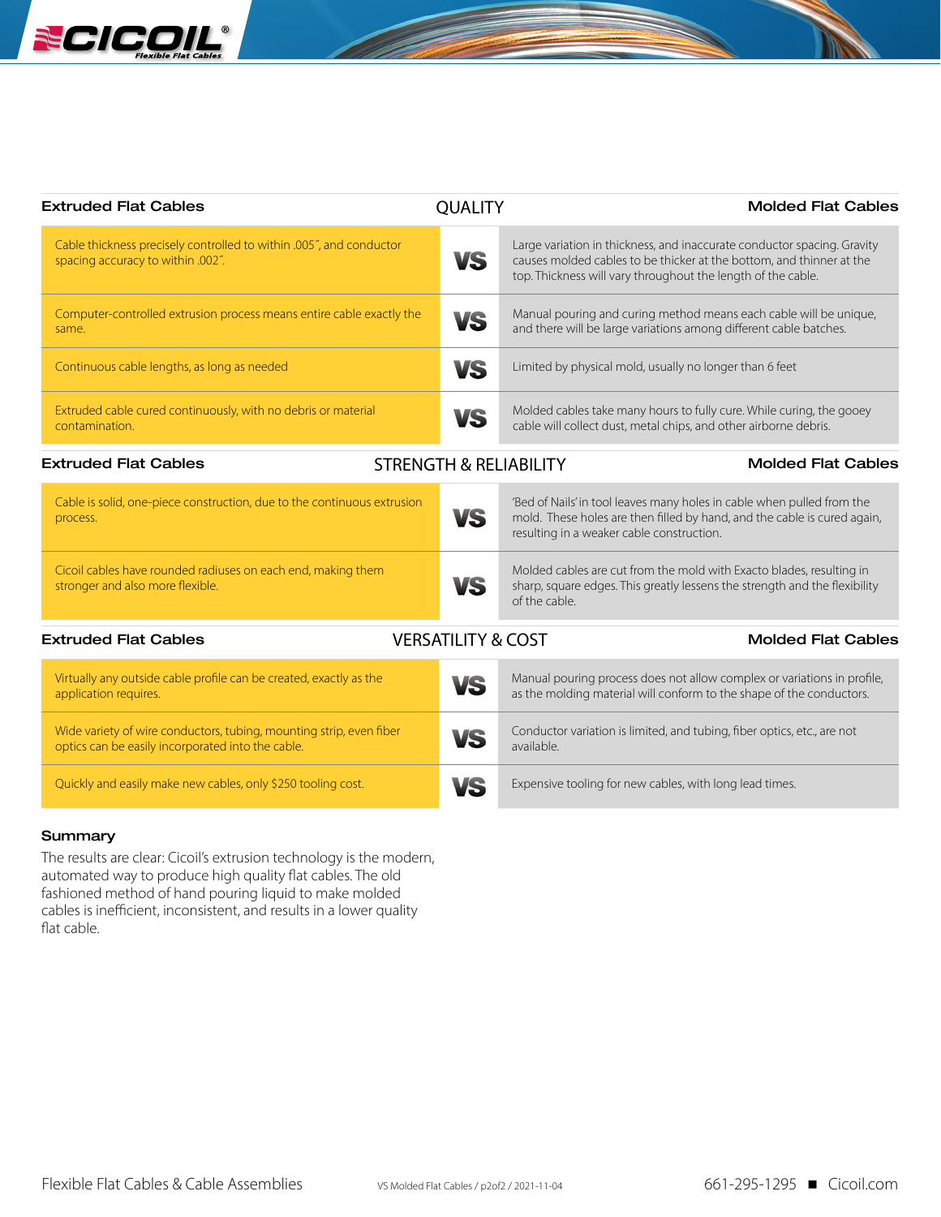| Extruded Flat Cables | QUALITY | Molded Flat Cables |
|---|---|---|
| Cable thickness precisely controlled to within .005˝, and conductor spacing accuracy to within .002˝. | VS | Large variation in thickness, and inaccurate conductor spacing. Gravity causes molded cables to be thicker at the bottom, and thinner at the top. Thickness will vary throughout the length of the cable. |
| Computer-controlled extrusion process means entire cable exactly the same. | VS | Manual pouring and curing method means each cable will be unique, and there will be large variations among different cable batches. |
| Continuous cable lengths, as long as needed | VS | Limited by physical mold, usually no longer than 6 feet |
| Extruded cable cured continuously, with no debris or material contamination. | VS | Molded cables take many hours to fully cure. While curing, the gooey cable will collect dust, metal chips, and other airborne debris. |

| Extruded Flat Cables | STRENGTH & RELIABILITY | Molded Flat Cables |
|---|---|---|
| Cable is solid, one-piece construction, due to the continuous extrusion process. | VS | 'Bed of Nails' in tool leaves many holes in cable when pulled from the mold. These holes are then filled by hand, and the cable is cured again, resulting in a weaker cable construction. |
| Cicoil cables have rounded radiuses on each end, making them stronger and also more flexible. | VS | Molded cables are cut from the mold with Exacto blades, resulting in sharp, square edges. This greatly lessens the strength and the flexibility of the cable. |

| Extruded Flat Cables | VERSATILITY & COST | Molded Flat Cables |
|---|---|---|
| Virtually any outside cable profile can be created, exactly as the application requires. | VS | Manual pouring process does not allow complex or variations in profile, as the molding material will conform to the shape of the conductors. |
| Wide variety of wire conductors, tubing, mounting strip, even fiber optics can be easily incorporated into the cable. | VS | Conductor variation is limited, and tubing, fiber optics, etc., are not available. |
| Quickly and easily make new cables, only $250 tooling cost. | VS | Expensive tooling for new cables, with long lead times. |

### Summary

The results are clear: Cicoil's extrusion technology is the modern, automated way to produce high quality flat cables. The old fashioned method of hand pouring liquid to make molded cables is inefficient, inconsistent, and results in a lower quality flat cable.